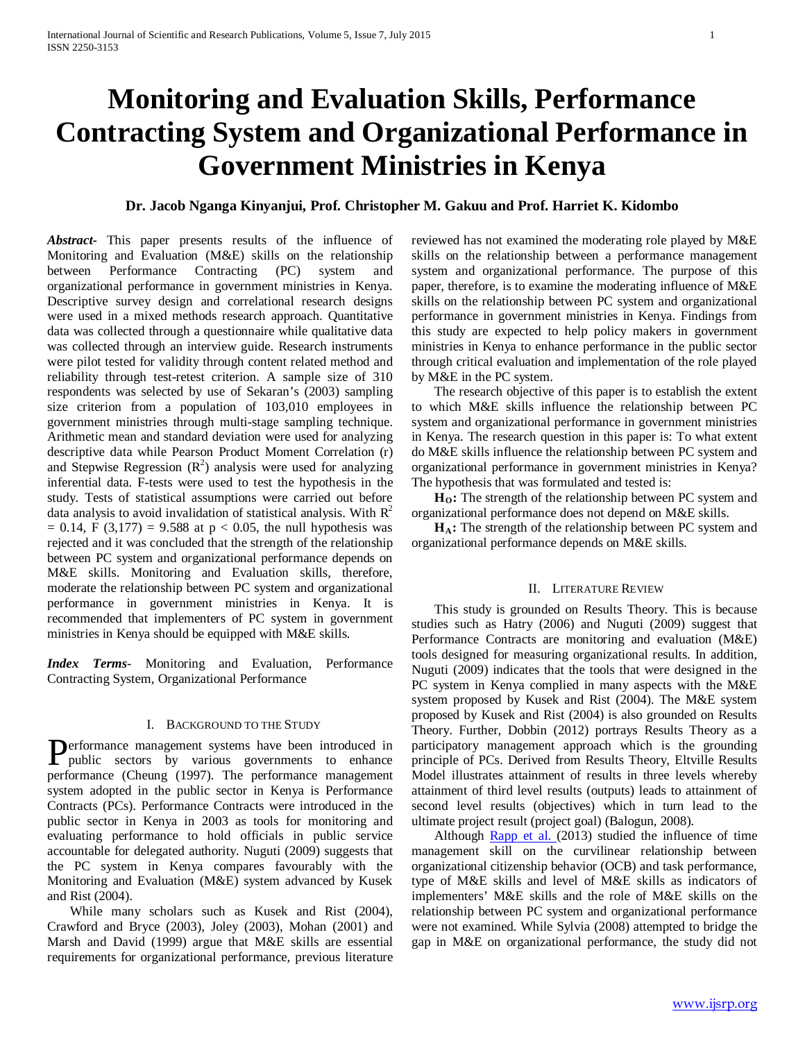# Monitoring and Evaluation Skills, Performance Contracting System and Organizational Performance in Government Ministries in Kenya

**Dr. Jacob Nganga Kinyanjui, Prof. Christopher M. Gakuu and Prof. Harriet K. Kidombo**

***Abstract***- This paper presents results of the influence of Monitoring and Evaluation (M&E) skills on the relationship between Performance Contracting (PC) system and organizational performance in government ministries in Kenya. Descriptive survey design and correlational research designs were used in a mixed methods research approach. Quantitative data was collected through a questionnaire while qualitative data was collected through an interview guide. Research instruments were pilot tested for validity through content related method and reliability through test-retest criterion. A sample size of 310 respondents was selected by use of Sekaran's (2003) sampling size criterion from a population of 103,010 employees in government ministries through multi-stage sampling technique. Arithmetic mean and standard deviation were used for analyzing descriptive data while Pearson Product Moment Correlation (r) and Stepwise Regression ($R^2$) analysis were used for analyzing inferential data. F-tests were used to test the hypothesis in the study. Tests of statistical assumptions were carried out before data analysis to avoid invalidation of statistical analysis. With $R^2 = 0.14$, $F(3,177) = 9.588$ at $p < 0.05$, the null hypothesis was rejected and it was concluded that the strength of the relationship between PC system and organizational performance depends on M&E skills. Monitoring and Evaluation skills, therefore, moderate the relationship between PC system and organizational performance in government ministries in Kenya. It is recommended that implementers of PC system in government ministries in Kenya should be equipped with M&E skills.

***Index Terms***- Monitoring and Evaluation, Performance Contracting System, Organizational Performance

## I. Background to the Study

Performance management systems have been introduced in public sectors by various governments to enhance performance (Cheung (1997). The performance management system adopted in the public sector in Kenya is Performance Contracts (PCs). Performance Contracts were introduced in the public sector in Kenya in 2003 as tools for monitoring and evaluating performance to hold officials in public service accountable for delegated authority. Nuguti (2009) suggests that the PC system in Kenya compares favourably with the Monitoring and Evaluation (M&E) system advanced by Kusek and Rist (2004).

While many scholars such as Kusek and Rist (2004), Crawford and Bryce (2003), Joley (2003), Mohan (2001) and Marsh and David (1999) argue that M&E skills are essential requirements for organizational performance, previous literature reviewed has not examined the moderating role played by M&E skills on the relationship between a performance management system and organizational performance. The purpose of this paper, therefore, is to examine the moderating influence of M&E skills on the relationship between PC system and organizational performance in government ministries in Kenya. Findings from this study are expected to help policy makers in government ministries in Kenya to enhance performance in the public sector through critical evaluation and implementation of the role played by M&E in the PC system.

The research objective of this paper is to establish the extent to which M&E skills influence the relationship between PC system and organizational performance in government ministries in Kenya. The research question in this paper is: To what extent do M&E skills influence the relationship between PC system and organizational performance in government ministries in Kenya? The hypothesis that was formulated and tested is:

**$H_O$:** The strength of the relationship between PC system and organizational performance does not depend on M&E skills.

**$H_A$:** The strength of the relationship between PC system and organizational performance depends on M&E skills.

## II. Literature Review

This study is grounded on Results Theory. This is because studies such as Hatry (2006) and Nuguti (2009) suggest that Performance Contracts are monitoring and evaluation (M&E) tools designed for measuring organizational results. In addition, Nuguti (2009) indicates that the tools that were designed in the PC system in Kenya complied in many aspects with the M&E system proposed by Kusek and Rist (2004). The M&E system proposed by Kusek and Rist (2004) is also grounded on Results Theory. Further, Dobbin (2012) portrays Results Theory as a participatory management approach which is the grounding principle of PCs. Derived from Results Theory, Eltville Results Model illustrates attainment of results in three levels whereby attainment of third level results (outputs) leads to attainment of second level results (objectives) which in turn lead to the ultimate project result (project goal) (Balogun, 2008).

Although Rapp et al. (2013) studied the influence of time management skill on the curvilinear relationship between organizational citizenship behavior (OCB) and task performance, type of M&E skills and level of M&E skills as indicators of implementers' M&E skills and the role of M&E skills on the relationship between PC system and organizational performance were not examined. While Sylvia (2008) attempted to bridge the gap in M&E on organizational performance, the study did not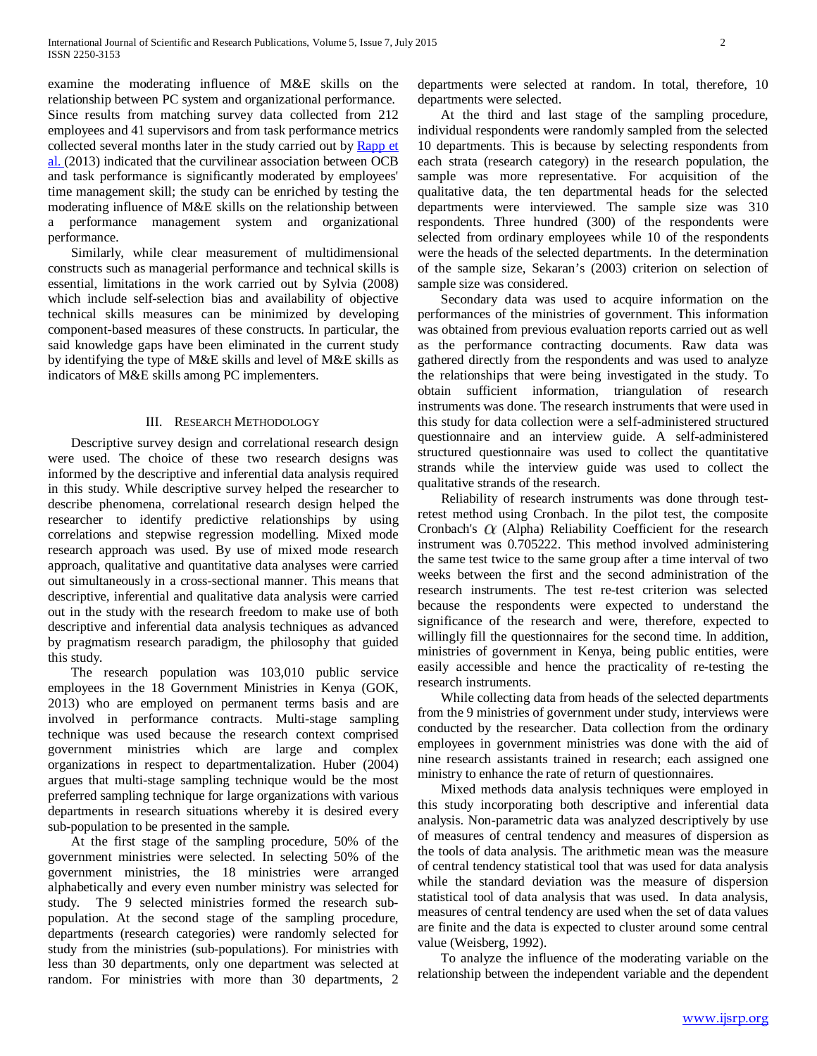examine the moderating influence of M&E skills on the relationship between PC system and organizational performance. Since results from matching survey data collected from 212 employees and 41 supervisors and from task performance metrics collected several months later in the study carried out by Rapp et al. (2013) indicated that the curvilinear association between OCB and task performance is significantly moderated by employees' time management skill; the study can be enriched by testing the moderating influence of M&E skills on the relationship between a performance management system and organizational performance.

Similarly, while clear measurement of multidimensional constructs such as managerial performance and technical skills is essential, limitations in the work carried out by Sylvia (2008) which include self-selection bias and availability of objective technical skills measures can be minimized by developing component-based measures of these constructs. In particular, the said knowledge gaps have been eliminated in the current study by identifying the type of M&E skills and level of M&E skills as indicators of M&E skills among PC implementers.

## III. Research Methodology

Descriptive survey design and correlational research design were used. The choice of these two research designs was informed by the descriptive and inferential data analysis required in this study. While descriptive survey helped the researcher to describe phenomena, correlational research design helped the researcher to identify predictive relationships by using correlations and stepwise regression modelling. Mixed mode research approach was used. By use of mixed mode research approach, qualitative and quantitative data analyses were carried out simultaneously in a cross-sectional manner. This means that descriptive, inferential and qualitative data analysis were carried out in the study with the research freedom to make use of both descriptive and inferential data analysis techniques as advanced by pragmatism research paradigm, the philosophy that guided this study.

The research population was 103,010 public service employees in the 18 Government Ministries in Kenya (GOK, 2013) who are employed on permanent terms basis and are involved in performance contracts. Multi-stage sampling technique was used because the research context comprised government ministries which are large and complex organizations in respect to departmentalization. Huber (2004) argues that multi-stage sampling technique would be the most preferred sampling technique for large organizations with various departments in research situations whereby it is desired every sub-population to be presented in the sample.

At the first stage of the sampling procedure, 50% of the government ministries were selected. In selecting 50% of the government ministries, the 18 ministries were arranged alphabetically and every even number ministry was selected for study. The 9 selected ministries formed the research sub-population. At the second stage of the sampling procedure, departments (research categories) were randomly selected for study from the ministries (sub-populations). For ministries with less than 30 departments, only one department was selected at random. For ministries with more than 30 departments, 2 departments were selected at random. In total, therefore, 10 departments were selected.

At the third and last stage of the sampling procedure, individual respondents were randomly sampled from the selected 10 departments. This is because by selecting respondents from each strata (research category) in the research population, the sample was more representative. For acquisition of the qualitative data, the ten departmental heads for the selected departments were interviewed. The sample size was 310 respondents. Three hundred (300) of the respondents were selected from ordinary employees while 10 of the respondents were the heads of the selected departments. In the determination of the sample size, Sekaran's (2003) criterion on selection of sample size was considered.

Secondary data was used to acquire information on the performances of the ministries of government. This information was obtained from previous evaluation reports carried out as well as the performance contracting documents. Raw data was gathered directly from the respondents and was used to analyze the relationships that were being investigated in the study. To obtain sufficient information, triangulation of research instruments was done. The research instruments that were used in this study for data collection were a self-administered structured questionnaire and an interview guide. A self-administered structured questionnaire was used to collect the quantitative strands while the interview guide was used to collect the qualitative strands of the research.

Reliability of research instruments was done through test-retest method using Cronbach. In the pilot test, the composite Cronbach's $\alpha$ (Alpha) Reliability Coefficient for the research instrument was 0.705222. This method involved administering the same test twice to the same group after a time interval of two weeks between the first and the second administration of the research instruments. The test re-test criterion was selected because the respondents were expected to understand the significance of the research and were, therefore, expected to willingly fill the questionnaires for the second time. In addition, ministries of government in Kenya, being public entities, were easily accessible and hence the practicality of re-testing the research instruments.

While collecting data from heads of the selected departments from the 9 ministries of government under study, interviews were conducted by the researcher. Data collection from the ordinary employees in government ministries was done with the aid of nine research assistants trained in research; each assigned one ministry to enhance the rate of return of questionnaires.

Mixed methods data analysis techniques were employed in this study incorporating both descriptive and inferential data analysis. Non-parametric data was analyzed descriptively by use of measures of central tendency and measures of dispersion as the tools of data analysis. The arithmetic mean was the measure of central tendency statistical tool that was used for data analysis while the standard deviation was the measure of dispersion statistical tool of data analysis that was used. In data analysis, measures of central tendency are used when the set of data values are finite and the data is expected to cluster around some central value (Weisberg, 1992).

To analyze the influence of the moderating variable on the relationship between the independent variable and the dependent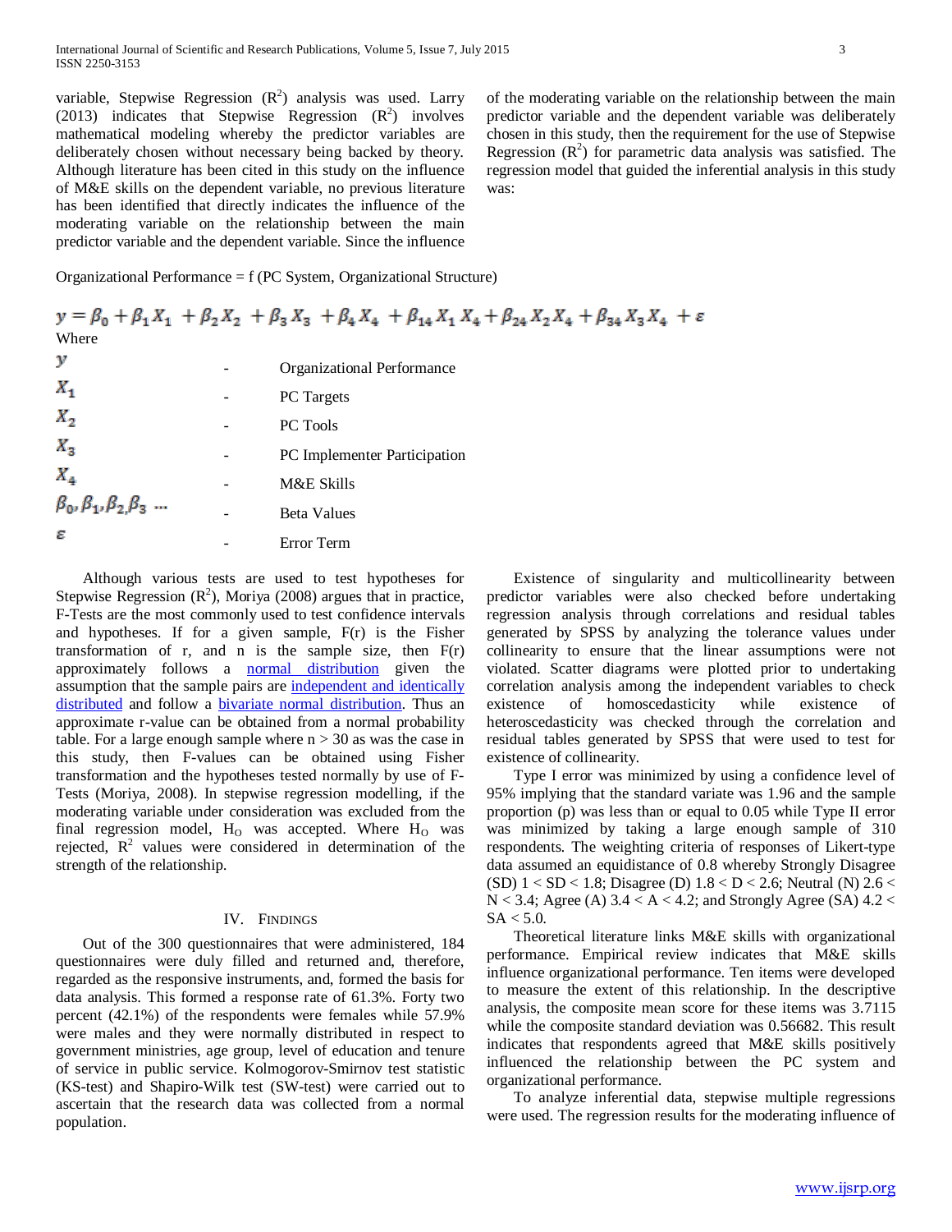variable, Stepwise Regression ($R^2$) analysis was used. Larry (2013) indicates that Stepwise Regression ($R^2$) involves mathematical modeling whereby the predictor variables are deliberately chosen without necessary being backed by theory. Although literature has been cited in this study on the influence of M&E skills on the dependent variable, no previous literature has been identified that directly indicates the influence of the moderating variable on the relationship between the main predictor variable and the dependent variable. Since the influence of the moderating variable on the relationship between the main predictor variable and the dependent variable was deliberately chosen in this study, then the requirement for the use of Stepwise Regression ($R^2$) for parametric data analysis was satisfied. The regression model that guided the inferential analysis in this study was:

Organizational Performance = f (PC System, Organizational Structure)

$$y = \beta_0 + \beta_1 X_1 + \beta_2 X_2 + \beta_3 X_3 + \beta_4 X_4 + \beta_{14} X_1 X_4 + \beta_{24} X_2 X_4 + \beta_{34} X_3 X_4 + \varepsilon$$

Where

| | | |
|---|---|---|
| $y$ | - | Organizational Performance |
| $X_1$ | - | PC Targets |
| $X_2$ | - | PC Tools |
| $X_3$ | - | PC Implementer Participation |
| $X_4$ | - | M&E Skills |
| $\beta_0, \beta_1, \beta_2, \beta_3 \ldots$ | - | Beta Values |
| $\varepsilon$ | - | Error Term |

Although various tests are used to test hypotheses for Stepwise Regression ($R^2$), Moriya (2008) argues that in practice, F-Tests are the most commonly used to test confidence intervals and hypotheses. If for a given sample, F(r) is the Fisher transformation of r, and n is the sample size, then F(r) approximately follows a normal distribution given the assumption that the sample pairs are independent and identically distributed and follow a bivariate normal distribution. Thus an approximate r-value can be obtained from a normal probability table. For a large enough sample where n > 30 as was the case in this study, then F-values can be obtained using Fisher transformation and the hypotheses tested normally by use of F-Tests (Moriya, 2008). In stepwise regression modelling, if the moderating variable under consideration was excluded from the final regression model, $H_O$ was accepted. Where $H_O$ was rejected, $R^2$ values were considered in determination of the strength of the relationship.

Existence of singularity and multicollinearity between predictor variables were also checked before undertaking regression analysis through correlations and residual tables generated by SPSS by analyzing the tolerance values under collinearity to ensure that the linear assumptions were not violated. Scatter diagrams were plotted prior to undertaking correlation analysis among the independent variables to check existence of homoscedasticity while existence of heteroscedasticity was checked through the correlation and residual tables generated by SPSS that were used to test for existence of collinearity.

Type I error was minimized by using a confidence level of 95% implying that the standard variate was 1.96 and the sample proportion (p) was less than or equal to 0.05 while Type II error was minimized by taking a large enough sample of 310 respondents. The weighting criteria of responses of Likert-type data assumed an equidistance of 0.8 whereby Strongly Disagree (SD) 1 < SD < 1.8; Disagree (D) 1.8 < D < 2.6; Neutral (N) 2.6 < N < 3.4; Agree (A) 3.4 < A < 4.2; and Strongly Agree (SA) 4.2 < SA < 5.0.

## IV. Findings

Out of the 300 questionnaires that were administered, 184 questionnaires were duly filled and returned and, therefore, regarded as the responsive instruments, and, formed the basis for data analysis. This formed a response rate of 61.3%. Forty two percent (42.1%) of the respondents were females while 57.9% were males and they were normally distributed in respect to government ministries, age group, level of education and tenure of service in public service. Kolmogorov-Smirnov test statistic (KS-test) and Shapiro-Wilk test (SW-test) were carried out to ascertain that the research data was collected from a normal population.

Theoretical literature links M&E skills with organizational performance. Empirical review indicates that M&E skills influence organizational performance. Ten items were developed to measure the extent of this relationship. In the descriptive analysis, the composite mean score for these items was 3.7115 while the composite standard deviation was 0.56682. This result indicates that respondents agreed that M&E skills positively influenced the relationship between the PC system and organizational performance.

To analyze inferential data, stepwise multiple regressions were used. The regression results for the moderating influence of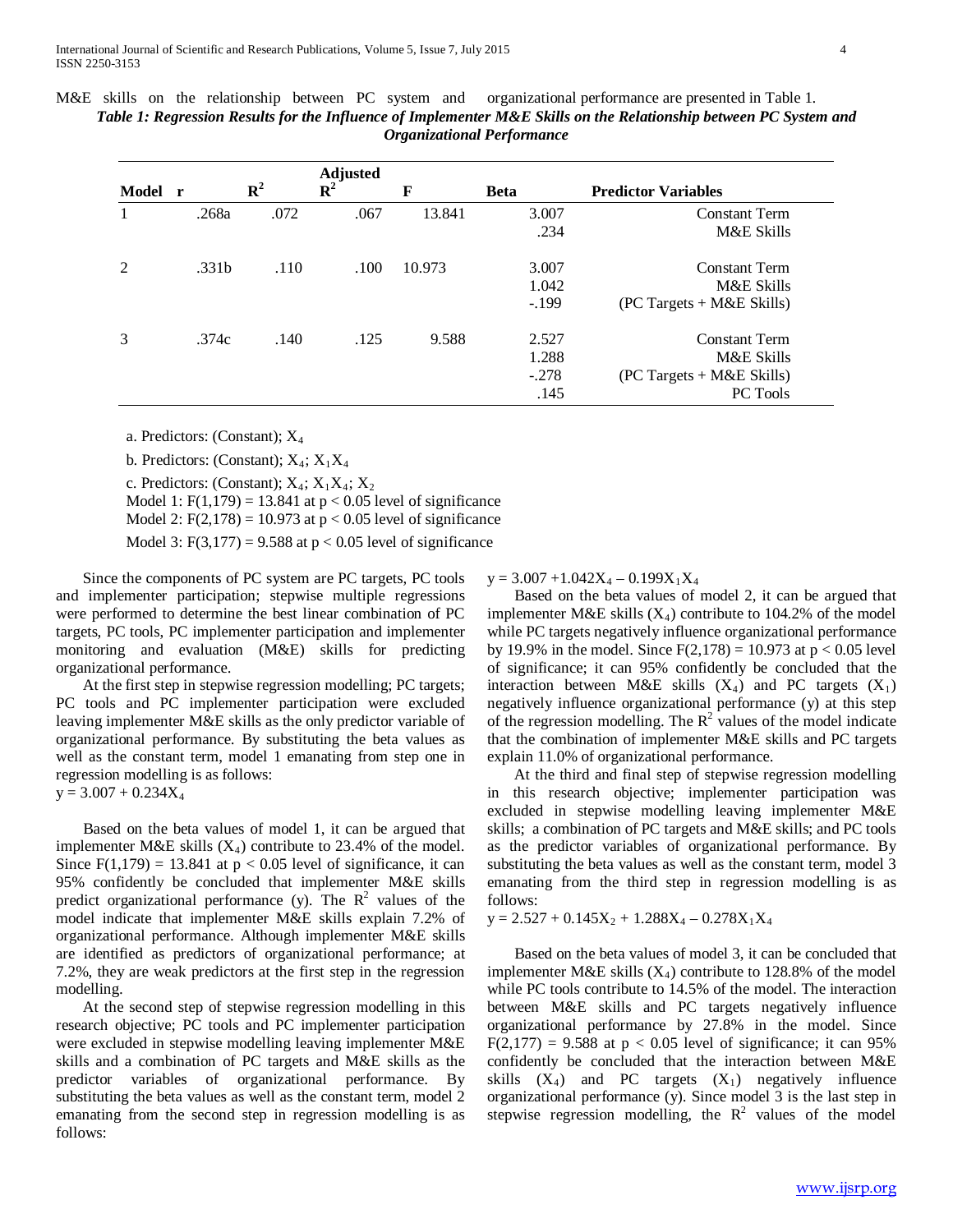M&E skills on the relationship between PC system and organizational performance are presented in Table 1.

***Table 1: Regression Results for the Influence of Implementer M&E Skills on the Relationship between PC System and Organizational Performance***

| Model | r | $R^2$ | Adjusted $R^2$ | F | Beta | Predictor Variables |
|---|---|---|---|---|---|---|
| 1 | .268a | .072 | .067 | 13.841 | 3.007 | Constant Term |
| | | | | | .234 | M&E Skills |
| 2 | .331b | .110 | .100 | 10.973 | 3.007 | Constant Term |
| | | | | | 1.042 | M&E Skills |
| | | | | | -.199 | (PC Targets + M&E Skills) |
| 3 | .374c | .140 | .125 | 9.588 | 2.527 | Constant Term |
| | | | | | 1.288 | M&E Skills |
| | | | | | -.278 | (PC Targets + M&E Skills) |
| | | | | | .145 | PC Tools |

a. Predictors: (Constant); $X_4$

b. Predictors: (Constant); $X_4$; $X_1X_4$

c. Predictors: (Constant); $X_4$; $X_1X_4$; $X_2$

Model 1: $F(1,179) = 13.841$ at $p < 0.05$ level of significance

Model 2: $F(2,178) = 10.973$ at $p < 0.05$ level of significance

Model 3: $F(3,177) = 9.588$ at $p < 0.05$ level of significance

Since the components of PC system are PC targets, PC tools and implementer participation; stepwise multiple regressions were performed to determine the best linear combination of PC targets, PC tools, PC implementer participation and implementer monitoring and evaluation (M&E) skills for predicting organizational performance.

At the first step in stepwise regression modelling; PC targets; PC tools and PC implementer participation were excluded leaving implementer M&E skills as the only predictor variable of organizational performance. By substituting the beta values as well as the constant term, model 1 emanating from step one in regression modelling is as follows:

$y = 3.007 + 0.234X_4$

Based on the beta values of model 1, it can be argued that implementer M&E skills ($X_4$) contribute to 23.4% of the model. Since $F(1,179) = 13.841$ at $p < 0.05$ level of significance, it can 95% confidently be concluded that implementer M&E skills predict organizational performance (y). The $R^2$ values of the model indicate that implementer M&E skills explain 7.2% of organizational performance. Although implementer M&E skills are identified as predictors of organizational performance; at 7.2%, they are weak predictors at the first step in the regression modelling.

At the second step of stepwise regression modelling in this research objective; PC tools and PC implementer participation were excluded in stepwise modelling leaving implementer M&E skills and a combination of PC targets and M&E skills as the predictor variables of organizational performance. By substituting the beta values as well as the constant term, model 2 emanating from the second step in regression modelling is as follows:

$y = 3.007 + 1.042X_4 - 0.199X_1X_4$

Based on the beta values of model 2, it can be argued that implementer M&E skills ($X_4$) contribute to 104.2% of the model while PC targets negatively influence organizational performance by 19.9% in the model. Since $F(2,178) = 10.973$ at $p < 0.05$ level of significance; it can 95% confidently be concluded that the interaction between M&E skills ($X_4$) and PC targets ($X_1$) negatively influence organizational performance (y) at this step of the regression modelling. The $R^2$ values of the model indicate that the combination of implementer M&E skills and PC targets explain 11.0% of organizational performance.

At the third and final step of stepwise regression modelling in this research objective; implementer participation was excluded in stepwise modelling leaving implementer M&E skills; a combination of PC targets and M&E skills; and PC tools as the predictor variables of organizational performance. By substituting the beta values as well as the constant term, model 3 emanating from the third step in regression modelling is as follows:

$y = 2.527 + 0.145X_2 + 1.288X_4 - 0.278X_1X_4$

Based on the beta values of model 3, it can be concluded that implementer M&E skills ($X_4$) contribute to 128.8% of the model while PC tools contribute to 14.5% of the model. The interaction between M&E skills and PC targets negatively influence organizational performance by 27.8% in the model. Since $F(2,177) = 9.588$ at $p < 0.05$ level of significance; it can 95% confidently be concluded that the interaction between M&E skills ($X_4$) and PC targets ($X_1$) negatively influence organizational performance (y). Since model 3 is the last step in stepwise regression modelling, the $R^2$ values of the model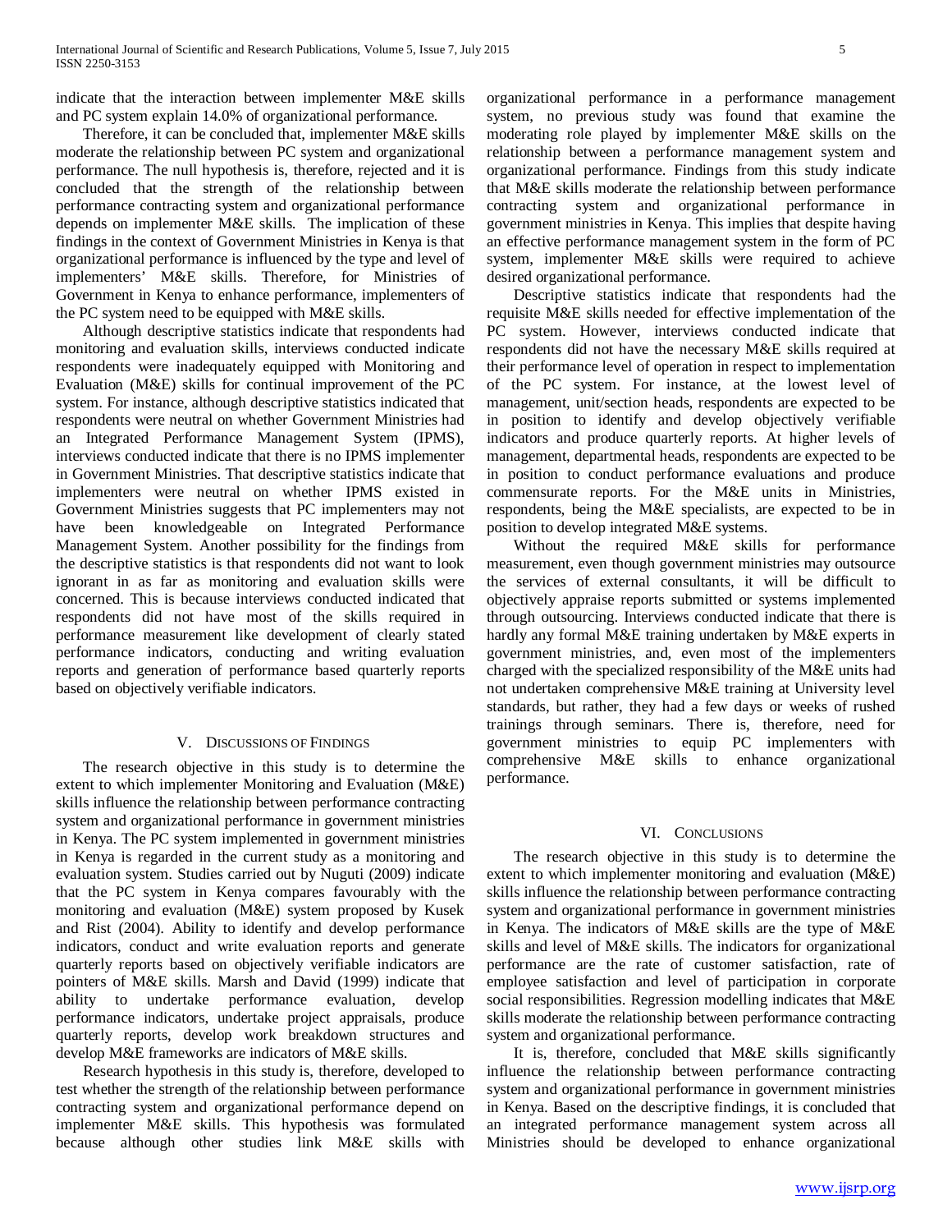indicate that the interaction between implementer M&E skills and PC system explain 14.0% of organizational performance.

Therefore, it can be concluded that, implementer M&E skills moderate the relationship between PC system and organizational performance. The null hypothesis is, therefore, rejected and it is concluded that the strength of the relationship between performance contracting system and organizational performance depends on implementer M&E skills. The implication of these findings in the context of Government Ministries in Kenya is that organizational performance is influenced by the type and level of implementers' M&E skills. Therefore, for Ministries of Government in Kenya to enhance performance, implementers of the PC system need to be equipped with M&E skills.

Although descriptive statistics indicate that respondents had monitoring and evaluation skills, interviews conducted indicate respondents were inadequately equipped with Monitoring and Evaluation (M&E) skills for continual improvement of the PC system. For instance, although descriptive statistics indicated that respondents were neutral on whether Government Ministries had an Integrated Performance Management System (IPMS), interviews conducted indicate that there is no IPMS implementer in Government Ministries. That descriptive statistics indicate that implementers were neutral on whether IPMS existed in Government Ministries suggests that PC implementers may not have been knowledgeable on Integrated Performance Management System. Another possibility for the findings from the descriptive statistics is that respondents did not want to look ignorant in as far as monitoring and evaluation skills were concerned. This is because interviews conducted indicated that respondents did not have most of the skills required in performance measurement like development of clearly stated performance indicators, conducting and writing evaluation reports and generation of performance based quarterly reports based on objectively verifiable indicators.

## V. Discussions of Findings

The research objective in this study is to determine the extent to which implementer Monitoring and Evaluation (M&E) skills influence the relationship between performance contracting system and organizational performance in government ministries in Kenya. The PC system implemented in government ministries in Kenya is regarded in the current study as a monitoring and evaluation system. Studies carried out by Nuguti (2009) indicate that the PC system in Kenya compares favourably with the monitoring and evaluation (M&E) system proposed by Kusek and Rist (2004). Ability to identify and develop performance indicators, conduct and write evaluation reports and generate quarterly reports based on objectively verifiable indicators are pointers of M&E skills. Marsh and David (1999) indicate that ability to undertake performance evaluation, develop performance indicators, undertake project appraisals, produce quarterly reports, develop work breakdown structures and develop M&E frameworks are indicators of M&E skills.

Research hypothesis in this study is, therefore, developed to test whether the strength of the relationship between performance contracting system and organizational performance depend on implementer M&E skills. This hypothesis was formulated because although other studies link M&E skills with organizational performance in a performance management system, no previous study was found that examine the moderating role played by implementer M&E skills on the relationship between a performance management system and organizational performance. Findings from this study indicate that M&E skills moderate the relationship between performance contracting system and organizational performance in government ministries in Kenya. This implies that despite having an effective performance management system in the form of PC system, implementer M&E skills were required to achieve desired organizational performance.

Descriptive statistics indicate that respondents had the requisite M&E skills needed for effective implementation of the PC system. However, interviews conducted indicate that respondents did not have the necessary M&E skills required at their performance level of operation in respect to implementation of the PC system. For instance, at the lowest level of management, unit/section heads, respondents are expected to be in position to identify and develop objectively verifiable indicators and produce quarterly reports. At higher levels of management, departmental heads, respondents are expected to be in position to conduct performance evaluations and produce commensurate reports. For the M&E units in Ministries, respondents, being the M&E specialists, are expected to be in position to develop integrated M&E systems.

Without the required M&E skills for performance measurement, even though government ministries may outsource the services of external consultants, it will be difficult to objectively appraise reports submitted or systems implemented through outsourcing. Interviews conducted indicate that there is hardly any formal M&E training undertaken by M&E experts in government ministries, and, even most of the implementers charged with the specialized responsibility of the M&E units had not undertaken comprehensive M&E training at University level standards, but rather, they had a few days or weeks of rushed trainings through seminars. There is, therefore, need for government ministries to equip PC implementers with comprehensive M&E skills to enhance organizational performance.

## VI. Conclusions

The research objective in this study is to determine the extent to which implementer monitoring and evaluation (M&E) skills influence the relationship between performance contracting system and organizational performance in government ministries in Kenya. The indicators of M&E skills are the type of M&E skills and level of M&E skills. The indicators for organizational performance are the rate of customer satisfaction, rate of employee satisfaction and level of participation in corporate social responsibilities. Regression modelling indicates that M&E skills moderate the relationship between performance contracting system and organizational performance.

It is, therefore, concluded that M&E skills significantly influence the relationship between performance contracting system and organizational performance in government ministries in Kenya. Based on the descriptive findings, it is concluded that an integrated performance management system across all Ministries should be developed to enhance organizational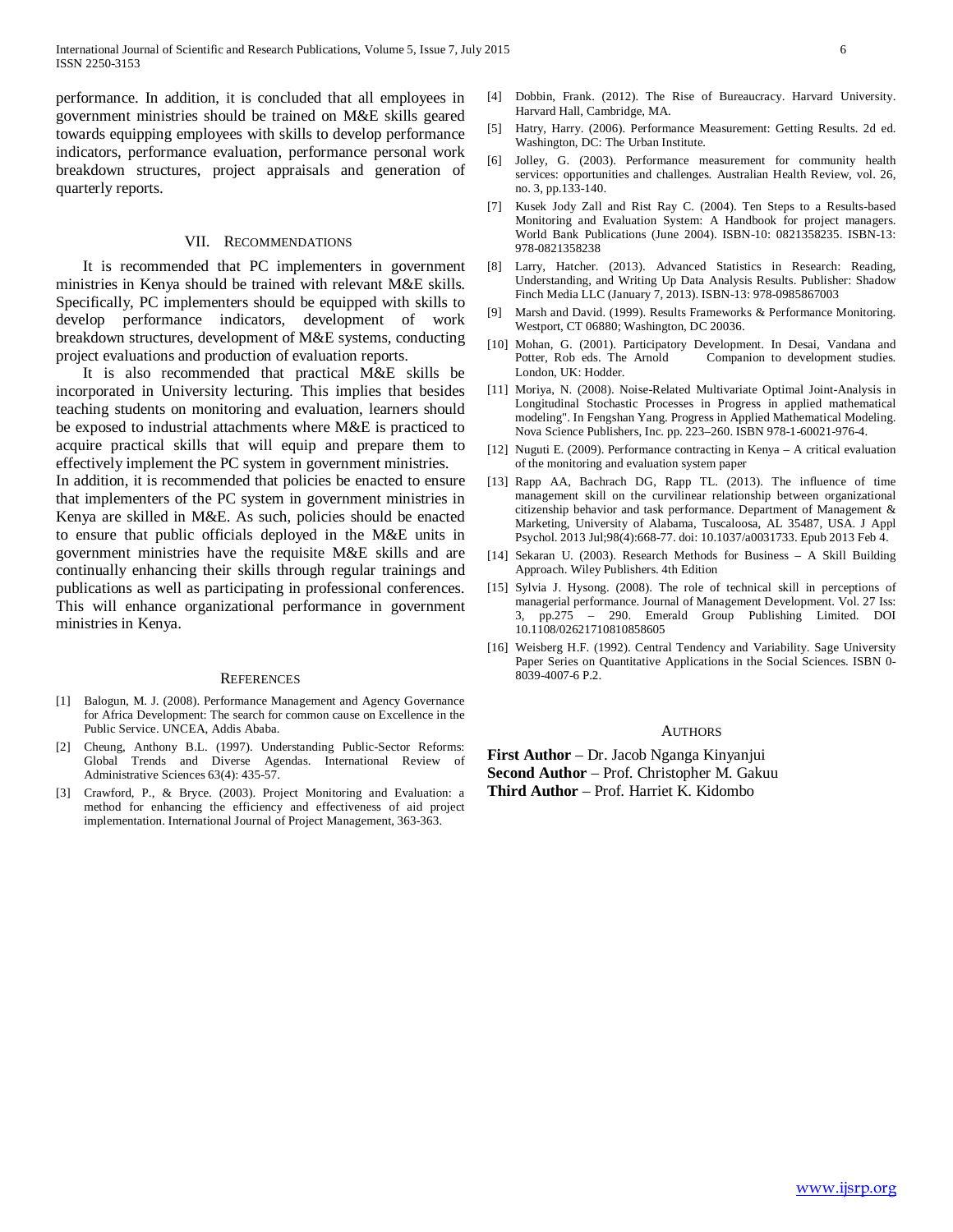performance. In addition, it is concluded that all employees in government ministries should be trained on M&E skills geared towards equipping employees with skills to develop performance indicators, performance evaluation, performance personal work breakdown structures, project appraisals and generation of quarterly reports.

## VII. Recommendations

It is recommended that PC implementers in government ministries in Kenya should be trained with relevant M&E skills. Specifically, PC implementers should be equipped with skills to develop performance indicators, development of work breakdown structures, development of M&E systems, conducting project evaluations and production of evaluation reports.

It is also recommended that practical M&E skills be incorporated in University lecturing. This implies that besides teaching students on monitoring and evaluation, learners should be exposed to industrial attachments where M&E is practiced to acquire practical skills that will equip and prepare them to effectively implement the PC system in government ministries.

In addition, it is recommended that policies be enacted to ensure that implementers of the PC system in government ministries in Kenya are skilled in M&E. As such, policies should be enacted to ensure that public officials deployed in the M&E units in government ministries have the requisite M&E skills and are continually enhancing their skills through regular trainings and publications as well as participating in professional conferences. This will enhance organizational performance in government ministries in Kenya.

## References

[1] Balogun, M. J. (2008). Performance Management and Agency Governance for Africa Development: The search for common cause on Excellence in the Public Service. UNCEA, Addis Ababa.

[2] Cheung, Anthony B.L. (1997). Understanding Public-Sector Reforms: Global Trends and Diverse Agendas. International Review of Administrative Sciences 63(4): 435-57.

[3] Crawford, P., & Bryce. (2003). Project Monitoring and Evaluation: a method for enhancing the efficiency and effectiveness of aid project implementation. International Journal of Project Management, 363-363.

[4] Dobbin, Frank. (2012). The Rise of Bureaucracy. Harvard University. Harvard Hall, Cambridge, MA.

[5] Hatry, Harry. (2006). Performance Measurement: Getting Results. 2d ed. Washington, DC: The Urban Institute.

[6] Jolley, G. (2003). Performance measurement for community health services: opportunities and challenges. Australian Health Review, vol. 26, no. 3, pp.133-140.

[7] Kusek Jody Zall and Rist Ray C. (2004). Ten Steps to a Results-based Monitoring and Evaluation System: A Handbook for project managers. World Bank Publications (June 2004). ISBN-10: 0821358235. ISBN-13: 978-0821358238

[8] Larry, Hatcher. (2013). Advanced Statistics in Research: Reading, Understanding, and Writing Up Data Analysis Results. Publisher: Shadow Finch Media LLC (January 7, 2013). ISBN-13: 978-0985867003

[9] Marsh and David. (1999). Results Frameworks & Performance Monitoring. Westport, CT 06880; Washington, DC 20036.

[10] Mohan, G. (2001). Participatory Development. In Desai, Vandana and Potter, Rob eds. The Arnold Companion to development studies. London, UK: Hodder.

[11] Moriya, N. (2008). Noise-Related Multivariate Optimal Joint-Analysis in Longitudinal Stochastic Processes in Progress in applied mathematical modeling". In Fengshan Yang. Progress in Applied Mathematical Modeling. Nova Science Publishers, Inc. pp. 223–260. ISBN 978-1-60021-976-4.

[12] Nuguti E. (2009). Performance contracting in Kenya – A critical evaluation of the monitoring and evaluation system paper

[13] Rapp AA, Bachrach DG, Rapp TL. (2013). The influence of time management skill on the curvilinear relationship between organizational citizenship behavior and task performance. Department of Management & Marketing, University of Alabama, Tuscaloosa, AL 35487, USA. J Appl Psychol. 2013 Jul;98(4):668-77. doi: 10.1037/a0031733. Epub 2013 Feb 4.

[14] Sekaran U. (2003). Research Methods for Business – A Skill Building Approach. Wiley Publishers. 4th Edition

[15] Sylvia J. Hysong. (2008). The role of technical skill in perceptions of managerial performance. Journal of Management Development. Vol. 27 Iss: 3, pp.275 – 290. Emerald Group Publishing Limited. DOI 10.1108/02621710810858605

[16] Weisberg H.F. (1992). Central Tendency and Variability. Sage University Paper Series on Quantitative Applications in the Social Sciences. ISBN 0-8039-4007-6 P.2.

## Authors

**First Author** – Dr. Jacob Nganga Kinyanjui
**Second Author** – Prof. Christopher M. Gakuu
**Third Author** – Prof. Harriet K. Kidombo